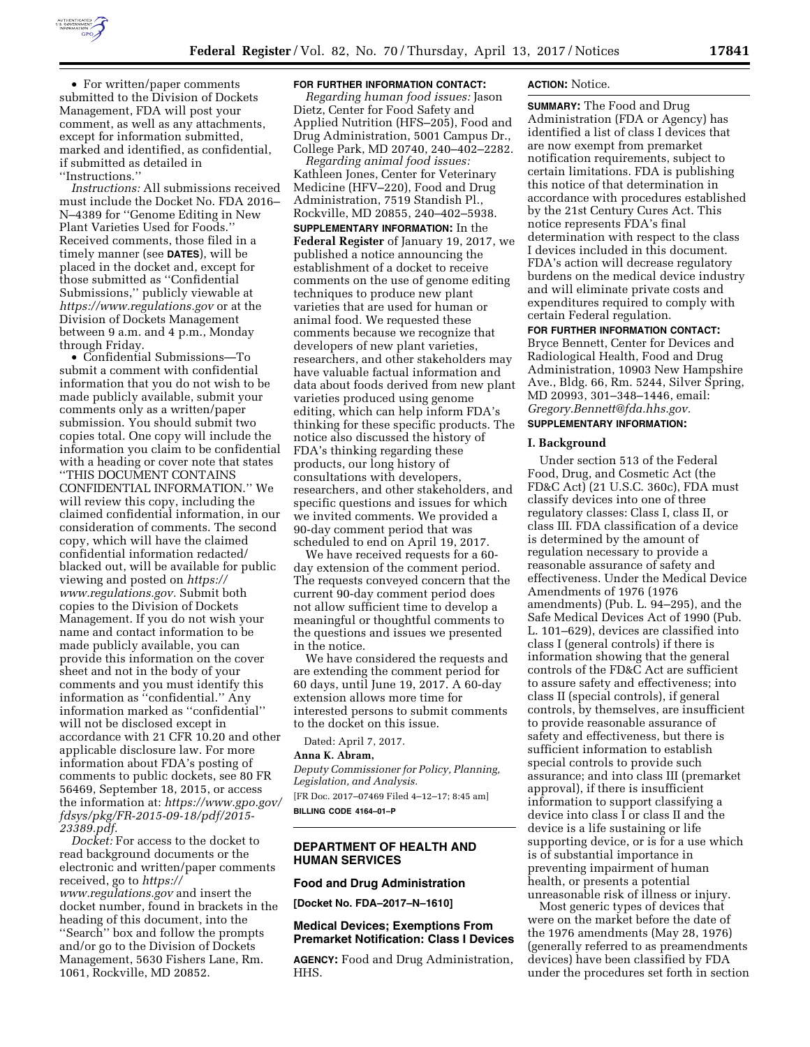• For written/paper comments submitted to the Division of Dockets Management, FDA will post your comment, as well as any attachments, except for information submitted, marked and identified, as confidential, if submitted as detailed in ''Instructions.''

*Instructions:* All submissions received must include the Docket No. FDA 2016–N–4389 for ''Genome Editing in New Plant Varieties Used for Foods.'' Received comments, those filed in a timely manner (see **DATES**), will be placed in the docket and, except for those submitted as ''Confidential Submissions,'' publicly viewable at *https://www.regulations.gov* or at the Division of Dockets Management between 9 a.m. and 4 p.m., Monday through Friday.

• Confidential Submissions—To submit a comment with confidential information that you do not wish to be made publicly available, submit your comments only as a written/paper submission. You should submit two copies total. One copy will include the information you claim to be confidential with a heading or cover note that states ''THIS DOCUMENT CONTAINS CONFIDENTIAL INFORMATION.'' We will review this copy, including the claimed confidential information, in our consideration of comments. The second copy, which will have the claimed confidential information redacted/blacked out, will be available for public viewing and posted on *https://www.regulations.gov.* Submit both copies to the Division of Dockets Management. If you do not wish your name and contact information to be made publicly available, you can provide this information on the cover sheet and not in the body of your comments and you must identify this information as ''confidential.'' Any information marked as ''confidential'' will not be disclosed except in accordance with 21 CFR 10.20 and other applicable disclosure law. For more information about FDA's posting of comments to public dockets, see 80 FR 56469, September 18, 2015, or access the information at: *https://www.gpo.gov/fdsys/pkg/FR-2015-09-18/pdf/2015-23389.pdf.*

*Docket:* For access to the docket to read background documents or the electronic and written/paper comments received, go to *https://www.regulations.gov* and insert the docket number, found in brackets in the heading of this document, into the ''Search'' box and follow the prompts and/or go to the Division of Dockets Management, 5630 Fishers Lane, Rm. 1061, Rockville, MD 20852.

**FOR FURTHER INFORMATION CONTACT:**

*Regarding human food issues:* Jason Dietz, Center for Food Safety and Applied Nutrition (HFS–205), Food and Drug Administration, 5001 Campus Dr., College Park, MD 20740, 240–402–2282.

*Regarding animal food issues:* Kathleen Jones, Center for Veterinary Medicine (HFV–220), Food and Drug Administration, 7519 Standish Pl., Rockville, MD 20855, 240–402–5938.

**SUPPLEMENTARY INFORMATION:** In the **Federal Register** of January 19, 2017, we published a notice announcing the establishment of a docket to receive comments on the use of genome editing techniques to produce new plant varieties that are used for human or animal food. We requested these comments because we recognize that developers of new plant varieties, researchers, and other stakeholders may have valuable factual information and data about foods derived from new plant varieties produced using genome editing, which can help inform FDA's thinking for these specific products. The notice also discussed the history of FDA's thinking regarding these products, our long history of consultations with developers, researchers, and other stakeholders, and specific questions and issues for which we invited comments. We provided a 90-day comment period that was scheduled to end on April 19, 2017.

We have received requests for a 60-day extension of the comment period. The requests conveyed concern that the current 90-day comment period does not allow sufficient time to develop a meaningful or thoughtful comments to the questions and issues we presented in the notice.

We have considered the requests and are extending the comment period for 60 days, until June 19, 2017. A 60-day extension allows more time for interested persons to submit comments to the docket on this issue.

Dated: April 7, 2017.

**Anna K. Abram,**

*Deputy Commissioner for Policy, Planning, Legislation, and Analysis.*

[FR Doc. 2017–07469 Filed 4–12–17; 8:45 am]

**BILLING CODE 4164–01–P**

## DEPARTMENT OF HEALTH AND HUMAN SERVICES

### Food and Drug Administration

**[Docket No. FDA–2017–N–1610]**

### Medical Devices; Exemptions From Premarket Notification: Class I Devices

**AGENCY:** Food and Drug Administration, HHS.

**ACTION:** Notice.

**SUMMARY:** The Food and Drug Administration (FDA or Agency) has identified a list of class I devices that are now exempt from premarket notification requirements, subject to certain limitations. FDA is publishing this notice of that determination in accordance with procedures established by the 21st Century Cures Act. This notice represents FDA's final determination with respect to the class I devices included in this document. FDA's action will decrease regulatory burdens on the medical device industry and will eliminate private costs and expenditures required to comply with certain Federal regulation.

**FOR FURTHER INFORMATION CONTACT:** Bryce Bennett, Center for Devices and Radiological Health, Food and Drug Administration, 10903 New Hampshire Ave., Bldg. 66, Rm. 5244, Silver Spring, MD 20993, 301–348–1446, email: *Gregory.Bennett@fda.hhs.gov.*

**SUPPLEMENTARY INFORMATION:**

#### I. Background

Under section 513 of the Federal Food, Drug, and Cosmetic Act (the FD&C Act) (21 U.S.C. 360c), FDA must classify devices into one of three regulatory classes: Class I, class II, or class III. FDA classification of a device is determined by the amount of regulation necessary to provide a reasonable assurance of safety and effectiveness. Under the Medical Device Amendments of 1976 (1976 amendments) (Pub. L. 94–295), and the Safe Medical Devices Act of 1990 (Pub. L. 101–629), devices are classified into class I (general controls) if there is information showing that the general controls of the FD&C Act are sufficient to assure safety and effectiveness; into class II (special controls), if general controls, by themselves, are insufficient to provide reasonable assurance of safety and effectiveness, but there is sufficient information to establish special controls to provide such assurance; and into class III (premarket approval), if there is insufficient information to support classifying a device into class I or class II and the device is a life sustaining or life supporting device, or is for a use which is of substantial importance in preventing impairment of human health, or presents a potential unreasonable risk of illness or injury.

Most generic types of devices that were on the market before the date of the 1976 amendments (May 28, 1976) (generally referred to as preamendments devices) have been classified by FDA under the procedures set forth in section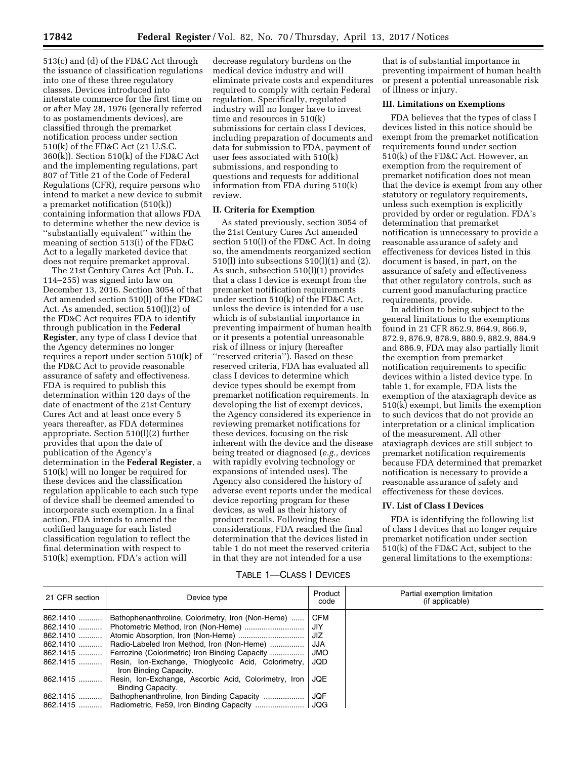513(c) and (d) of the FD&C Act through the issuance of classification regulations into one of these three regulatory classes. Devices introduced into interstate commerce for the first time on or after May 28, 1976 (generally referred to as postamendments devices), are classified through the premarket notification process under section 510(k) of the FD&C Act (21 U.S.C. 360(k)). Section 510(k) of the FD&C Act and the implementing regulations, part 807 of Title 21 of the Code of Federal Regulations (CFR), require persons who intend to market a new device to submit a premarket notification (510(k)) containing information that allows FDA to determine whether the new device is ''substantially equivalent'' within the meaning of section 513(i) of the FD&C Act to a legally marketed device that does not require premarket approval.

The 21st Century Cures Act (Pub. L. 114–255) was signed into law on December 13, 2016. Section 3054 of that Act amended section 510(l) of the FD&C Act. As amended, section 510(l)(2) of the FD&C Act requires FDA to identify through publication in the **Federal Register**, any type of class I device that the Agency determines no longer requires a report under section 510(k) of the FD&C Act to provide reasonable assurance of safety and effectiveness. FDA is required to publish this determination within 120 days of the date of enactment of the 21st Century Cures Act and at least once every 5 years thereafter, as FDA determines appropriate. Section 510(l)(2) further provides that upon the date of publication of the Agency's determination in the **Federal Register**, a 510(k) will no longer be required for these devices and the classification regulation applicable to each such type of device shall be deemed amended to incorporate such exemption. In a final action, FDA intends to amend the codified language for each listed classification regulation to reflect the final determination with respect to 510(k) exemption. FDA's action will decrease regulatory burdens on the medical device industry and will eliminate private costs and expenditures required to comply with certain Federal regulation. Specifically, regulated industry will no longer have to invest time and resources in 510(k) submissions for certain class I devices, including preparation of documents and data for submission to FDA, payment of user fees associated with 510(k) submissions, and responding to questions and requests for additional information from FDA during 510(k) review.

### II. Criteria for Exemption

As stated previously, section 3054 of the 21st Century Cures Act amended section 510(l) of the FD&C Act. In doing so, the amendments reorganized section 510(l) into subsections 510(l)(1) and (2). As such, subsection 510(l)(1) provides that a class I device is exempt from the premarket notification requirements under section 510(k) of the FD&C Act, unless the device is intended for a use which is of substantial importance in preventing impairment of human health or it presents a potential unreasonable risk of illness or injury (hereafter ''reserved criteria''). Based on these reserved criteria, FDA has evaluated all class I devices to determine which device types should be exempt from premarket notification requirements. In developing the list of exempt devices, the Agency considered its experience in reviewing premarket notifications for these devices, focusing on the risk inherent with the device and the disease being treated or diagnosed (*e.g.,* devices with rapidly evolving technology or expansions of intended uses). The Agency also considered the history of adverse event reports under the medical device reporting program for these devices, as well as their history of product recalls. Following these considerations, FDA reached the final determination that the devices listed in table 1 do not meet the reserved criteria in that they are not intended for a use that is of substantial importance in preventing impairment of human health or present a potential unreasonable risk of illness or injury.

### III. Limitations on Exemptions

FDA believes that the types of class I devices listed in this notice should be exempt from the premarket notification requirements found under section 510(k) of the FD&C Act. However, an exemption from the requirement of premarket notification does not mean that the device is exempt from any other statutory or regulatory requirements, unless such exemption is explicitly provided by order or regulation. FDA's determination that premarket notification is unnecessary to provide a reasonable assurance of safety and effectiveness for devices listed in this document is based, in part, on the assurance of safety and effectiveness that other regulatory controls, such as current good manufacturing practice requirements, provide.

In addition to being subject to the general limitations to the exemptions found in 21 CFR 862.9, 864.9, 866.9, 872.9, 876.9, 878.9, 880.9, 882.9, 884.9 and 886.9, FDA may also partially limit the exemption from premarket notification requirements to specific devices within a listed device type. In table 1, for example, FDA lists the exemption of the ataxiagraph device as 510(k) exempt, but limits the exemption to such devices that do not provide an interpretation or a clinical implication of the measurement. All other ataxiagraph devices are still subject to premarket notification requirements because FDA determined that premarket notification is necessary to provide a reasonable assurance of safety and effectiveness for these devices.

### IV. List of Class I Devices

FDA is identifying the following list of class I devices that no longer require premarket notification under section 510(k) of the FD&C Act, subject to the general limitations to the exemptions:

TABLE 1—CLASS I DEVICES

| 21 CFR section | Device type | Product code | Partial exemption limitation (if applicable) |
|---|---|---|---|
| 862.1410 | Bathophenanthroline, Colorimetry, Iron (Non-Heme) | CFM | |
| 862.1410 | Photometric Method, Iron (Non-Heme) | JIY | |
| 862.1410 | Atomic Absorption, Iron (Non-Heme) | JIZ | |
| 862.1410 | Radio-Labeled Iron Method, Iron (Non-Heme) | JJA | |
| 862.1415 | Ferrozine (Colorimetric) Iron Binding Capacity | JMO | |
| 862.1415 | Resin, Ion-Exchange, Thioglycolic Acid, Colorimetry, Iron Binding Capacity. | JQD | |
| 862.1415 | Resin, Ion-Exchange, Ascorbic Acid, Colorimetry, Iron Binding Capacity. | JQE | |
| 862.1415 | Bathophenanthroline, Iron Binding Capacity | JQF | |
| 862.1415 | Radiometric, Fe59, Iron Binding Capacity | JQG | |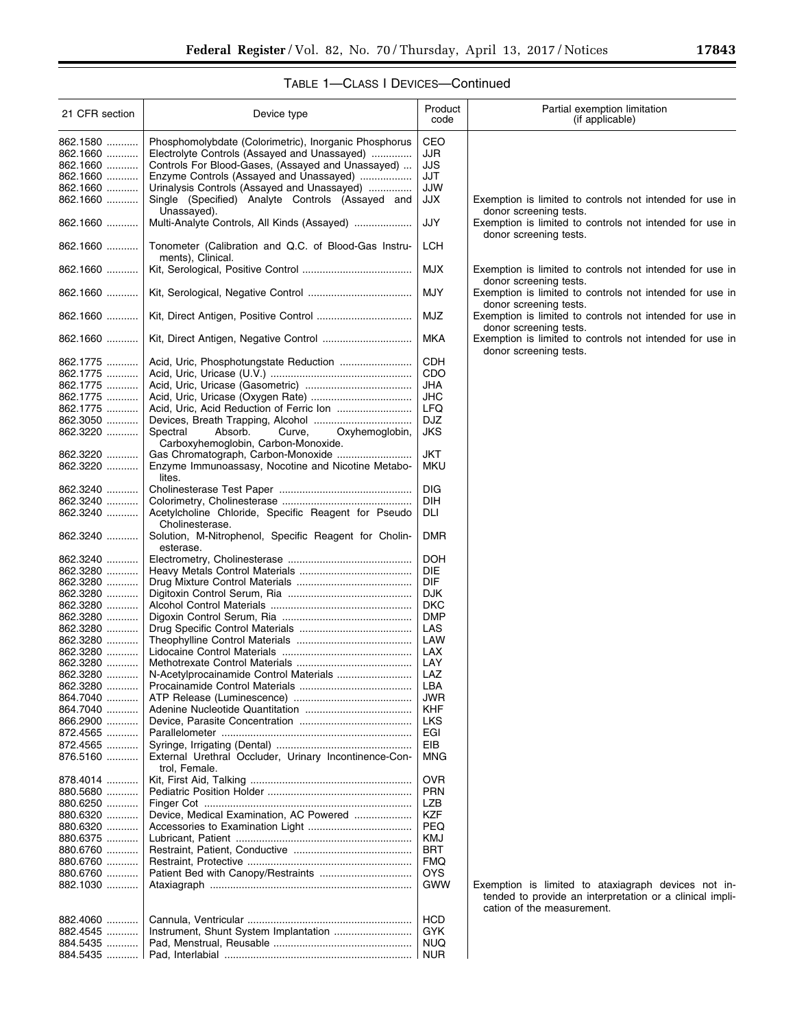TABLE 1—CLASS I DEVICES—Continued

| 21 CFR section | Device type | Product code | Partial exemption limitation (if applicable) |
|---|---|---|---|
| 862.1580 | Phosphomolybdate (Colorimetric), Inorganic Phosphorus | CEO | |
| 862.1660 | Electrolyte Controls (Assayed and Unassayed) | JJR | |
| 862.1660 | Controls For Blood-Gases, (Assayed and Unassayed) | JJS | |
| 862.1660 | Enzyme Controls (Assayed and Unassayed) | JJT | |
| 862.1660 | Urinalysis Controls (Assayed and Unassayed) | JJW | |
| 862.1660 | Single (Specified) Analyte Controls (Assayed and Unassayed). | JJX | Exemption is limited to controls not intended for use in donor screening tests. |
| 862.1660 | Multi-Analyte Controls, All Kinds (Assayed) | JJY | Exemption is limited to controls not intended for use in donor screening tests. |
| 862.1660 | Tonometer (Calibration and Q.C. of Blood-Gas Instruments), Clinical. | LCH | |
| 862.1660 | Kit, Serological, Positive Control | MJX | Exemption is limited to controls not intended for use in donor screening tests. |
| 862.1660 | Kit, Serological, Negative Control | MJY | Exemption is limited to controls not intended for use in donor screening tests. |
| 862.1660 | Kit, Direct Antigen, Positive Control | MJZ | Exemption is limited to controls not intended for use in donor screening tests. |
| 862.1660 | Kit, Direct Antigen, Negative Control | MKA | Exemption is limited to controls not intended for use in donor screening tests. |
| 862.1775 | Acid, Uric, Phosphotungstate Reduction | CDH | |
| 862.1775 | Acid, Uric, Uricase (U.V.) | CDO | |
| 862.1775 | Acid, Uric, Uricase (Gasometric) | JHA | |
| 862.1775 | Acid, Uric, Uricase (Oxygen Rate) | JHC | |
| 862.1775 | Acid, Uric, Acid Reduction of Ferric Ion | LFQ | |
| 862.3050 | Devices, Breath Trapping, Alcohol | DJZ | |
| 862.3220 | Spectral Absorb. Curve, Oxyhemoglobin, Carboxyhemoglobin, Carbon-Monoxide. | JKS | |
| 862.3220 | Gas Chromatograph, Carbon-Monoxide | JKT | |
| 862.3220 | Enzyme Immunoassay, Nocotine and Nicotine Metabolites. | MKU | |
| 862.3240 | Cholinesterase Test Paper | DIG | |
| 862.3240 | Colorimetry, Cholinesterase | DIH | |
| 862.3240 | Acetylcholine Chloride, Specific Reagent for Pseudo Cholinesterase. | DLI | |
| 862.3240 | Solution, M-Nitrophenol, Specific Reagent for Cholinesterase. | DMR | |
| 862.3240 | Electrometry, Cholinesterase | DOH | |
| 862.3280 | Heavy Metals Control Materials | DIE | |
| 862.3280 | Drug Mixture Control Materials | DIF | |
| 862.3280 | Digitoxin Control Serum, Ria | DJK | |
| 862.3280 | Alcohol Control Materials | DKC | |
| 862.3280 | Digoxin Control Serum, Ria | DMP | |
| 862.3280 | Drug Specific Control Materials | LAS | |
| 862.3280 | Theophylline Control Materials | LAW | |
| 862.3280 | Lidocaine Control Materials | LAX | |
| 862.3280 | Methotrexate Control Materials | LAY | |
| 862.3280 | N-Acetylprocainamide Control Materials | LAZ | |
| 862.3280 | Procainamide Control Materials | LBA | |
| 864.7040 | ATP Release (Luminescence) | JWR | |
| 864.7040 | Adenine Nucleotide Quantitation | KHF | |
| 866.2900 | Device, Parasite Concentration | LKS | |
| 872.4565 | Parallelometer | EGI | |
| 872.4565 | Syringe, Irrigating (Dental) | EIB | |
| 876.5160 | External Urethral Occluder, Urinary Incontinence-Control, Female. | MNG | |
| 878.4014 | Kit, First Aid, Talking | OVR | |
| 880.5680 | Pediatric Position Holder | PRN | |
| 880.6250 | Finger Cot | LZB | |
| 880.6320 | Device, Medical Examination, AC Powered | KZF | |
| 880.6320 | Accessories to Examination Light | PEQ | |
| 880.6375 | Lubricant, Patient | KMJ | |
| 880.6760 | Restraint, Patient, Conductive | BRT | |
| 880.6760 | Restraint, Protective | FMQ | |
| 880.6760 | Patient Bed with Canopy/Restraints | OYS | |
| 882.1030 | Ataxiagraph | GWW | Exemption is limited to ataxiagraph devices not intended to provide an interpretation or a clinical implication of the measurement. |
| 882.4060 | Cannula, Ventricular | HCD | |
| 882.4545 | Instrument, Shunt System Implantation | GYK | |
| 884.5435 | Pad, Menstrual, Reusable | NUQ | |
| 884.5435 | Pad, Interlabial | NUR | |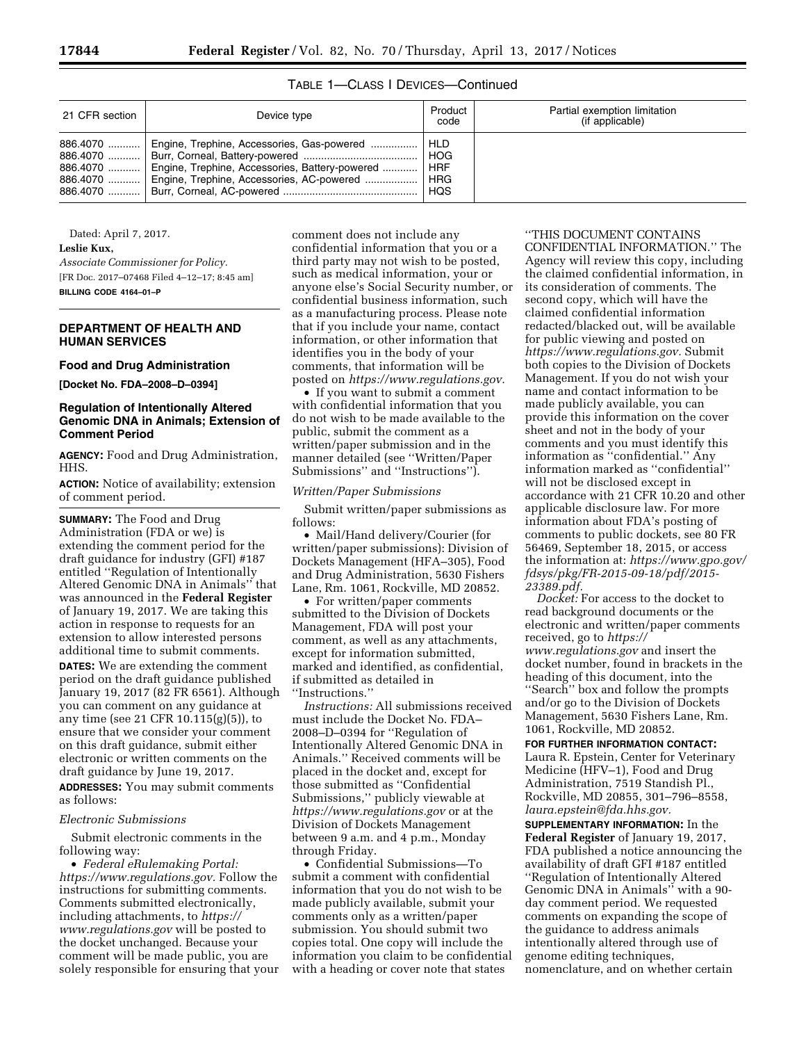TABLE 1—CLASS I DEVICES—Continued

| 21 CFR section | Device type | Product code | Partial exemption limitation (if applicable) |
|---|---|---|---|
| 886.4070 | Engine, Trephine, Accessories, Gas-powered | HLD | |
| 886.4070 | Burr, Corneal, Battery-powered | HOG | |
| 886.4070 | Engine, Trephine, Accessories, Battery-powered | HRF | |
| 886.4070 | Engine, Trephine, Accessories, AC-powered | HRG | |
| 886.4070 | Burr, Corneal, AC-powered | HQS | |

Dated: April 7, 2017.

**Leslie Kux,**

*Associate Commissioner for Policy.*

[FR Doc. 2017–07468 Filed 4–12–17; 8:45 am]

**BILLING CODE 4164–01–P**

## DEPARTMENT OF HEALTH AND HUMAN SERVICES

### Food and Drug Administration

**[Docket No. FDA–2008–D–0394]**

### Regulation of Intentionally Altered Genomic DNA in Animals; Extension of Comment Period

**AGENCY:** Food and Drug Administration, HHS.

**ACTION:** Notice of availability; extension of comment period.

**SUMMARY:** The Food and Drug Administration (FDA or we) is extending the comment period for the draft guidance for industry (GFI) #187 entitled ''Regulation of Intentionally Altered Genomic DNA in Animals'' that was announced in the **Federal Register** of January 19, 2017. We are taking this action in response to requests for an extension to allow interested persons additional time to submit comments.

**DATES:** We are extending the comment period on the draft guidance published January 19, 2017 (82 FR 6561). Although you can comment on any guidance at any time (see 21 CFR 10.115(g)(5)), to ensure that we consider your comment on this draft guidance, submit either electronic or written comments on the draft guidance by June 19, 2017.

**ADDRESSES:** You may submit comments as follows:

*Electronic Submissions*

Submit electronic comments in the following way:

- *Federal eRulemaking Portal: https://www.regulations.gov.* Follow the instructions for submitting comments. Comments submitted electronically, including attachments, to *https://www.regulations.gov* will be posted to the docket unchanged. Because your comment will be made public, you are solely responsible for ensuring that your comment does not include any confidential information that you or a third party may not wish to be posted, such as medical information, your or anyone else's Social Security number, or confidential business information, such as a manufacturing process. Please note that if you include your name, contact information, or other information that identifies you in the body of your comments, that information will be posted on *https://www.regulations.gov.*
- If you want to submit a comment with confidential information that you do not wish to be made available to the public, submit the comment as a written/paper submission and in the manner detailed (see ''Written/Paper Submissions'' and ''Instructions'').

*Written/Paper Submissions*

Submit written/paper submissions as follows:

- Mail/Hand delivery/Courier (for written/paper submissions): Division of Dockets Management (HFA–305), Food and Drug Administration, 5630 Fishers Lane, Rm. 1061, Rockville, MD 20852.
- For written/paper comments submitted to the Division of Dockets Management, FDA will post your comment, as well as any attachments, except for information submitted, marked and identified, as confidential, if submitted as detailed in ''Instructions.''

*Instructions:* All submissions received must include the Docket No. FDA–2008–D–0394 for ''Regulation of Intentionally Altered Genomic DNA in Animals.'' Received comments will be placed in the docket and, except for those submitted as ''Confidential Submissions,'' publicly viewable at *https://www.regulations.gov* or at the Division of Dockets Management between 9 a.m. and 4 p.m., Monday through Friday.

- Confidential Submissions—To submit a comment with confidential information that you do not wish to be made publicly available, submit your comments only as a written/paper submission. You should submit two copies total. One copy will include the information you claim to be confidential with a heading or cover note that states ''THIS DOCUMENT CONTAINS CONFIDENTIAL INFORMATION.'' The Agency will review this copy, including the claimed confidential information, in its consideration of comments. The second copy, which will have the claimed confidential information redacted/blacked out, will be available for public viewing and posted on *https://www.regulations.gov.* Submit both copies to the Division of Dockets Management. If you do not wish your name and contact information to be made publicly available, you can provide this information on the cover sheet and not in the body of your comments and you must identify this information as ''confidential.'' Any information marked as ''confidential'' will not be disclosed except in accordance with 21 CFR 10.20 and other applicable disclosure law. For more information about FDA's posting of comments to public dockets, see 80 FR 56469, September 18, 2015, or access the information at: *https://www.gpo.gov/fdsys/pkg/FR-2015-09-18/pdf/2015-23389.pdf.*

*Docket:* For access to the docket to read background documents or the electronic and written/paper comments received, go to *https://www.regulations.gov* and insert the docket number, found in brackets in the heading of this document, into the ''Search'' box and follow the prompts and/or go to the Division of Dockets Management, 5630 Fishers Lane, Rm. 1061, Rockville, MD 20852.

**FOR FURTHER INFORMATION CONTACT:** Laura R. Epstein, Center for Veterinary Medicine (HFV–1), Food and Drug Administration, 7519 Standish Pl., Rockville, MD 20855, 301–796–8558, *laura.epstein@fda.hhs.gov.*

**SUPPLEMENTARY INFORMATION:** In the **Federal Register** of January 19, 2017, FDA published a notice announcing the availability of draft GFI #187 entitled ''Regulation of Intentionally Altered Genomic DNA in Animals'' with a 90-day comment period. We requested comments on expanding the scope of the guidance to address animals intentionally altered through use of genome editing techniques, nomenclature, and on whether certain